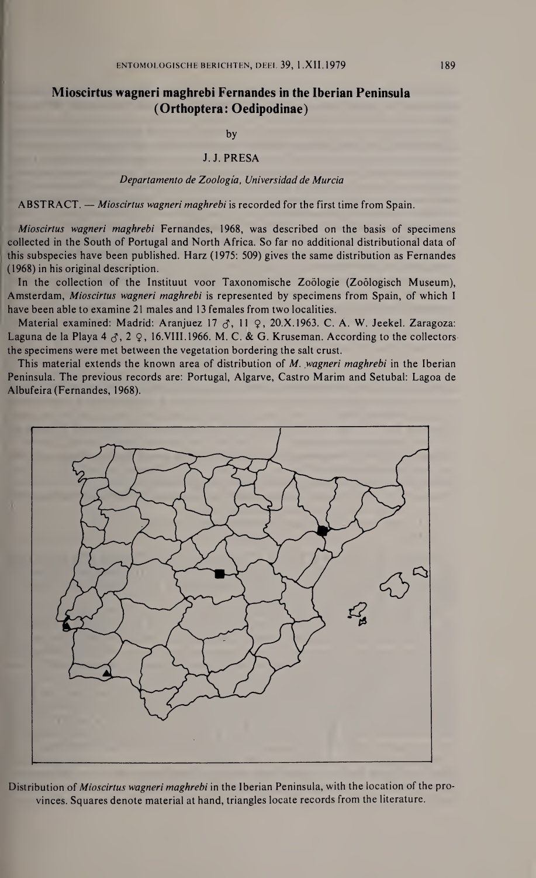# Mioscirtus wagneri maghrebi Fernandes in the Iberian Peninsula (Orthoptera: Oedipodinae)

by

J. J. PRESA

*Departamento de Zoología, Universidad de Murcia*

ABSTRACT. — *Mioscirtus wagneri maghrebi* is recorded for the first time from Spain.

*Mioscirtus wagneri maghrebi* Fernandes, 1968, was described on the basis of specimens collected in the South of Portugal and North Africa. So far no additional distributional data of this subspecies have been published. Harz (1975: 509) gives the same distribution as Fernandes (1968) in his original description.

In the collection of the Instituut voor Taxonomische Zoölogie (Zoölogisch Museum), Amsterdam, *Mioscirtus wagneri maghrebi* is represented by specimens from Spain, of which I have been able to examine 21 males and 13 females from two localities.

Material examined: Madrid: Aranjuez 17 ♂, 11 ♀, 20.X.1963. C. A. W. Jeekel. Zaragoza: Laguna de la Playa 4 ♂, 2 ♀, 16.VIII.1966. M. C. & G. Kruseman. According to the collectors the specimens were met between the vegetation bordering the salt crust.

This material extends the known area of distribution of *M. wagneri maghrebi* in the Iberian Peninsula. The previous records are: Portugal, Algarve, Castro Marim and Setubal: Lagoa de Albufeira (Fernandes, 1968).

Distribution of *Mioscirtus wagneri maghrebi* in the Iberian Peninsula, with the location of the provinces. Squares denote material at hand, triangles locate records from the literature.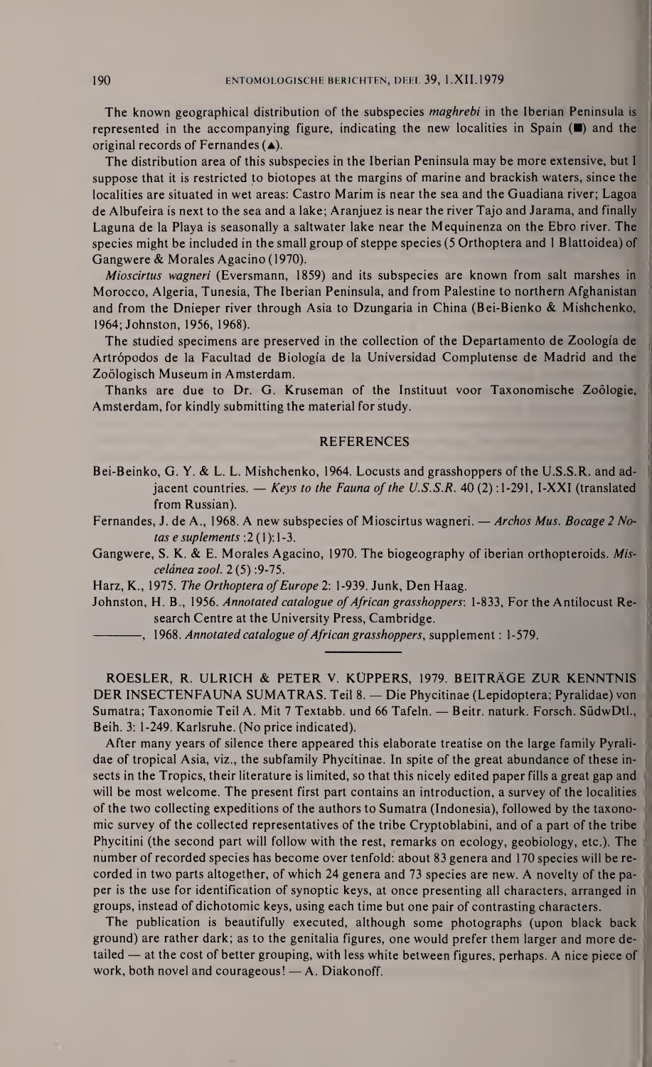The known geographical distribution of the subspecies *maghrebi* in the Iberian Peninsula is represented in the accompanying figure, indicating the new localities in Spain (■) and the original records of Fernandes (▲).

The distribution area of this subspecies in the Iberian Peninsula may be more extensive, but I suppose that it is restricted to biotopes at the margins of marine and brackish waters, since the localities are situated in wet areas: Castro Marim is near the sea and the Guadiana river; Lagoa de Albufeira is next to the sea and a lake; Aranjuez is near the river Tajo and Jarama, and finally Laguna de la Playa is seasonally a saltwater lake near the Mequinenza on the Ebro river. The species might be included in the small group of steppe species (5 Orthoptera and 1 Blattoidea) of Gangwere & Morales Agacino (1970).

*Mioscirtus wagneri* (Eversmann, 1859) and its subspecies are known from salt marshes in Morocco, Algeria, Tunesia, The Iberian Peninsula, and from Palestine to northern Afghanistan and from the Dnieper river through Asia to Dzungaria in China (Bei-Bienko & Mishchenko, 1964; Johnston, 1956, 1968).

The studied specimens are preserved in the collection of the Departamento de Zoología de Artrópodos de la Facultad de Biología de la Universidad Complutense de Madrid and the Zoölogisch Museum in Amsterdam.

Thanks are due to Dr. G. Kruseman of the Instituut voor Taxonomische Zoölogie, Amsterdam, for kindly submitting the material for study.

## REFERENCES

Bei-Beinko, G. Y. & L. L. Mishchenko, 1964. Locusts and grasshoppers of the U.S.S.R. and adjacent countries. — *Keys to the Fauna of the U.S.S.R.* 40 (2):1-291, I-XXI (translated from Russian).

Fernandes, J. de A., 1968. A new subspecies of Mioscirtus wagneri. — *Archos Mus. Bocage 2 Notas e suplements* :2 (1):1-3.

Gangwere, S. K. & E. Morales Agacino, 1970. The biogeography of iberian orthopteroids. *Miscelánea zool.* 2 (5):9-75.

Harz, K., 1975. *The Orthoptera of Europe* 2: 1-939. Junk, Den Haag.

Johnston, H. B., 1956. *Annotated catalogue of African grasshoppers*: 1-833, For the Antilocust Research Centre at the University Press, Cambridge.

———, 1968. *Annotated catalogue of African grasshoppers*, supplement : 1-579.

---

ROESLER, R. ULRICH & PETER V. KÜPPERS, 1979. BEITRÄGE ZUR KENNTNIS DER INSECTENFAUNA SUMATRAS. Teil 8. — Die Phycitinae (Lepidoptera; Pyralidae) von Sumatra; Taxonomie Teil A. Mit 7 Textabb. und 66 Tafeln. — Beitr. naturk. Forsch. SüdwDtl., Beih. 3: 1-249. Karlsruhe. (No price indicated).

After many years of silence there appeared this elaborate treatise on the large family Pyralidae of tropical Asia, viz., the subfamily Phycitinae. In spite of the great abundance of these insects in the Tropics, their literature is limited, so that this nicely edited paper fills a great gap and will be most welcome. The present first part contains an introduction, a survey of the localities of the two collecting expeditions of the authors to Sumatra (Indonesia), followed by the taxonomic survey of the collected representatives of the tribe Cryptoblabini, and of a part of the tribe Phycitini (the second part will follow with the rest, remarks on ecology, geobiology, etc.). The number of recorded species has become over tenfold: about 83 genera and 170 species will be recorded in two parts altogether, of which 24 genera and 73 species are new. A novelty of the paper is the use for identification of synoptic keys, at once presenting all characters, arranged in groups, instead of dichotomic keys, using each time but one pair of contrasting characters.

The publication is beautifully executed, although some photographs (upon black back ground) are rather dark; as to the genitalia figures, one would prefer them larger and more detailed — at the cost of better grouping, with less white between figures, perhaps. A nice piece of work, both novel and courageous! — A. Diakonoff.